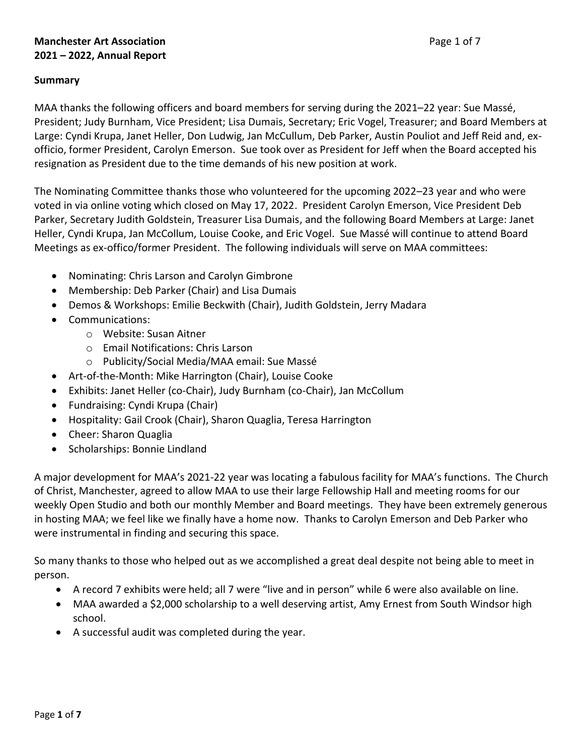**Manchester Art Association**
**2021 – 2022, Annual Report**

**Summary**

MAA thanks the following officers and board members for serving during the 2021–22 year: Sue Massé, President; Judy Burnham, Vice President; Lisa Dumais, Secretary; Eric Vogel, Treasurer; and Board Members at Large: Cyndi Krupa, Janet Heller, Don Ludwig, Jan McCullum, Deb Parker, Austin Pouliot and Jeff Reid and, ex-officio, former President, Carolyn Emerson. Sue took over as President for Jeff when the Board accepted his resignation as President due to the time demands of his new position at work.

The Nominating Committee thanks those who volunteered for the upcoming 2022–23 year and who were voted in via online voting which closed on May 17, 2022. President Carolyn Emerson, Vice President Deb Parker, Secretary Judith Goldstein, Treasurer Lisa Dumais, and the following Board Members at Large: Janet Heller, Cyndi Krupa, Jan McCollum, Louise Cooke, and Eric Vogel. Sue Massé will continue to attend Board Meetings as ex-offico/former President. The following individuals will serve on MAA committees:

- Nominating: Chris Larson and Carolyn Gimbrone
- Membership: Deb Parker (Chair) and Lisa Dumais
- Demos & Workshops: Emilie Beckwith (Chair), Judith Goldstein, Jerry Madara
- Communications:
  - Website: Susan Aitner
  - Email Notifications: Chris Larson
  - Publicity/Social Media/MAA email: Sue Massé
- Art-of-the-Month: Mike Harrington (Chair), Louise Cooke
- Exhibits: Janet Heller (co-Chair), Judy Burnham (co-Chair), Jan McCollum
- Fundraising: Cyndi Krupa (Chair)
- Hospitality: Gail Crook (Chair), Sharon Quaglia, Teresa Harrington
- Cheer: Sharon Quaglia
- Scholarships: Bonnie Lindland

A major development for MAA's 2021-22 year was locating a fabulous facility for MAA's functions. The Church of Christ, Manchester, agreed to allow MAA to use their large Fellowship Hall and meeting rooms for our weekly Open Studio and both our monthly Member and Board meetings. They have been extremely generous in hosting MAA; we feel like we finally have a home now. Thanks to Carolyn Emerson and Deb Parker who were instrumental in finding and securing this space.

So many thanks to those who helped out as we accomplished a great deal despite not being able to meet in person.

- A record 7 exhibits were held; all 7 were "live and in person" while 6 were also available on line.
- MAA awarded a $2,000 scholarship to a well deserving artist, Amy Ernest from South Windsor high school.
- A successful audit was completed during the year.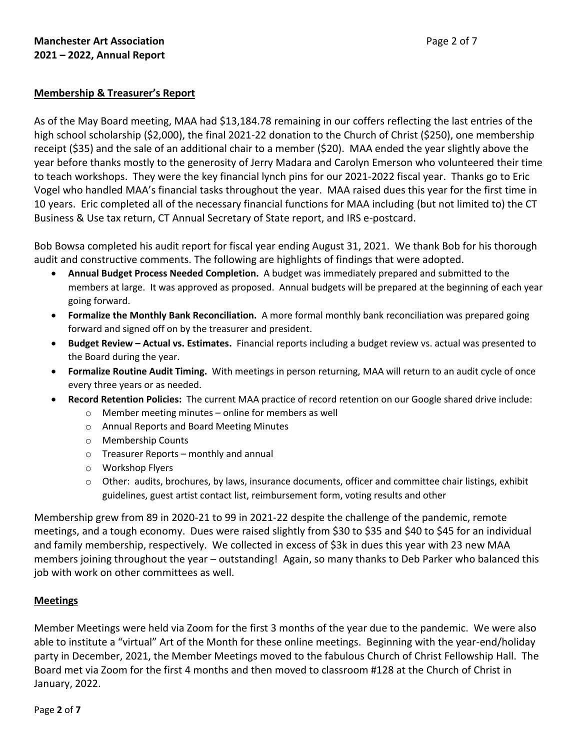## Membership & Treasurer's Report

As of the May Board meeting, MAA had $13,184.78 remaining in our coffers reflecting the last entries of the high school scholarship ($2,000), the final 2021-22 donation to the Church of Christ ($250), one membership receipt ($35) and the sale of an additional chair to a member ($20). MAA ended the year slightly above the year before thanks mostly to the generosity of Jerry Madara and Carolyn Emerson who volunteered their time to teach workshops. They were the key financial lynch pins for our 2021-2022 fiscal year. Thanks go to Eric Vogel who handled MAA's financial tasks throughout the year. MAA raised dues this year for the first time in 10 years. Eric completed all of the necessary financial functions for MAA including (but not limited to) the CT Business & Use tax return, CT Annual Secretary of State report, and IRS e-postcard.

Bob Bowsa completed his audit report for fiscal year ending August 31, 2021. We thank Bob for his thorough audit and constructive comments. The following are highlights of findings that were adopted.

- **Annual Budget Process Needed Completion.** A budget was immediately prepared and submitted to the members at large. It was approved as proposed. Annual budgets will be prepared at the beginning of each year going forward.
- **Formalize the Monthly Bank Reconciliation.** A more formal monthly bank reconciliation was prepared going forward and signed off on by the treasurer and president.
- **Budget Review – Actual vs. Estimates.** Financial reports including a budget review vs. actual was presented to the Board during the year.
- **Formalize Routine Audit Timing.** With meetings in person returning, MAA will return to an audit cycle of once every three years or as needed.
- **Record Retention Policies:** The current MAA practice of record retention on our Google shared drive include:
  - Member meeting minutes – online for members as well
  - Annual Reports and Board Meeting Minutes
  - Membership Counts
  - Treasurer Reports – monthly and annual
  - Workshop Flyers
  - Other: audits, brochures, by laws, insurance documents, officer and committee chair listings, exhibit guidelines, guest artist contact list, reimbursement form, voting results and other

Membership grew from 89 in 2020-21 to 99 in 2021-22 despite the challenge of the pandemic, remote meetings, and a tough economy. Dues were raised slightly from $30 to $35 and $40 to $45 for an individual and family membership, respectively. We collected in excess of $3k in dues this year with 23 new MAA members joining throughout the year – outstanding! Again, so many thanks to Deb Parker who balanced this job with work on other committees as well.

## Meetings

Member Meetings were held via Zoom for the first 3 months of the year due to the pandemic. We were also able to institute a "virtual" Art of the Month for these online meetings. Beginning with the year-end/holiday party in December, 2021, the Member Meetings moved to the fabulous Church of Christ Fellowship Hall. The Board met via Zoom for the first 4 months and then moved to classroom #128 at the Church of Christ in January, 2022.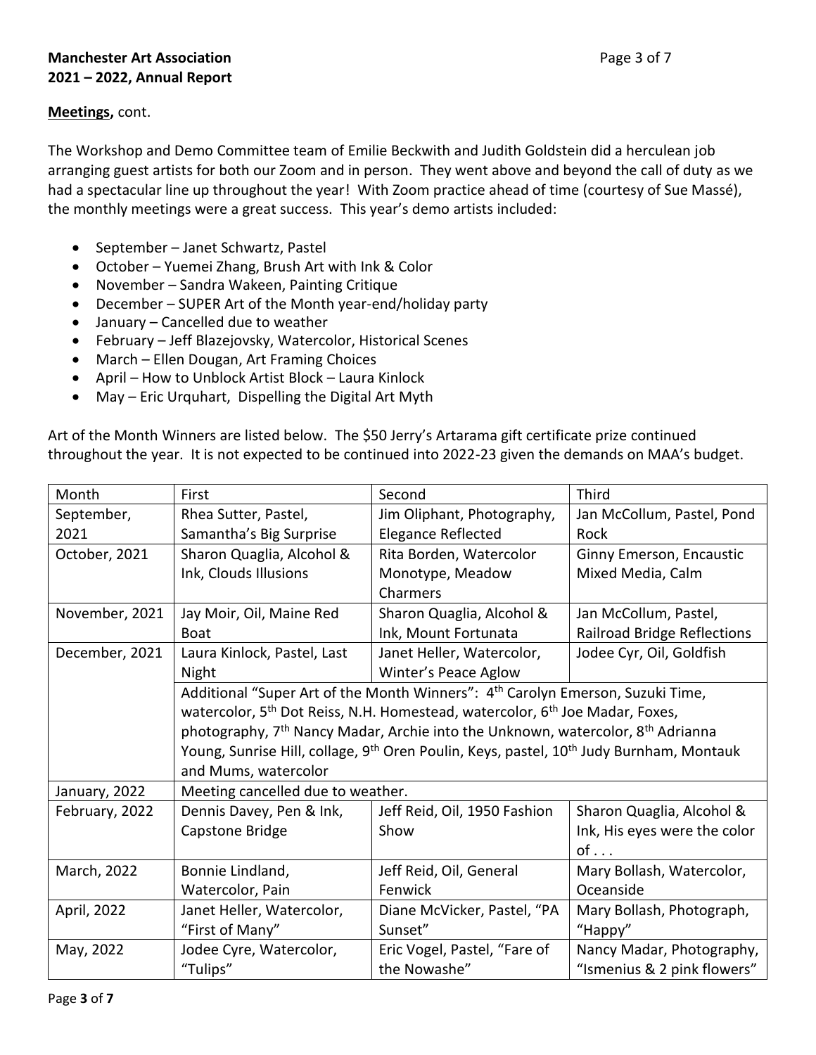**Meetings,** cont.

The Workshop and Demo Committee team of Emilie Beckwith and Judith Goldstein did a herculean job arranging guest artists for both our Zoom and in person. They went above and beyond the call of duty as we had a spectacular line up throughout the year! With Zoom practice ahead of time (courtesy of Sue Massé), the monthly meetings were a great success. This year's demo artists included:

- September – Janet Schwartz, Pastel
- October – Yuemei Zhang, Brush Art with Ink & Color
- November – Sandra Wakeen, Painting Critique
- December – SUPER Art of the Month year-end/holiday party
- January – Cancelled due to weather
- February – Jeff Blazejovsky, Watercolor, Historical Scenes
- March – Ellen Dougan, Art Framing Choices
- April – How to Unblock Artist Block – Laura Kinlock
- May – Eric Urquhart, Dispelling the Digital Art Myth

Art of the Month Winners are listed below. The $50 Jerry's Artarama gift certificate prize continued throughout the year. It is not expected to be continued into 2022-23 given the demands on MAA's budget.

| Month | First | Second | Third |
|---|---|---|---|
| September, 2021 | Rhea Sutter, Pastel, Samantha's Big Surprise | Jim Oliphant, Photography, Elegance Reflected | Jan McCollum, Pastel, Pond Rock |
| October, 2021 | Sharon Quaglia, Alcohol & Ink, Clouds Illusions | Rita Borden, Watercolor Monotype, Meadow Charmers | Ginny Emerson, Encaustic Mixed Media, Calm |
| November, 2021 | Jay Moir, Oil, Maine Red Boat | Sharon Quaglia, Alcohol & Ink, Mount Fortunata | Jan McCollum, Pastel, Railroad Bridge Reflections |
| December, 2021 | Laura Kinlock, Pastel, Last Night | Janet Heller, Watercolor, Winter's Peace Aglow | Jodee Cyr, Oil, Goldfish |
| | Additional "Super Art of the Month Winners": 4th Carolyn Emerson, Suzuki Time, watercolor, 5th Dot Reiss, N.H. Homestead, watercolor, 6th Joe Madar, Foxes, photography, 7th Nancy Madar, Archie into the Unknown, watercolor, 8th Adrianna Young, Sunrise Hill, collage, 9th Oren Poulin, Keys, pastel, 10th Judy Burnham, Montauk and Mums, watercolor | | |
| January, 2022 | Meeting cancelled due to weather. | | |
| February, 2022 | Dennis Davey, Pen & Ink, Capstone Bridge | Jeff Reid, Oil, 1950 Fashion Show | Sharon Quaglia, Alcohol & Ink, His eyes were the color of . . . |
| March, 2022 | Bonnie Lindland, Watercolor, Pain | Jeff Reid, Oil, General Fenwick | Mary Bollash, Watercolor, Oceanside |
| April, 2022 | Janet Heller, Watercolor, "First of Many" | Diane McVicker, Pastel, "PA Sunset" | Mary Bollash, Photograph, "Happy" |
| May, 2022 | Jodee Cyre, Watercolor, "Tulips" | Eric Vogel, Pastel, "Fare of the Nowashe" | Nancy Madar, Photography, "Ismenius & 2 pink flowers" |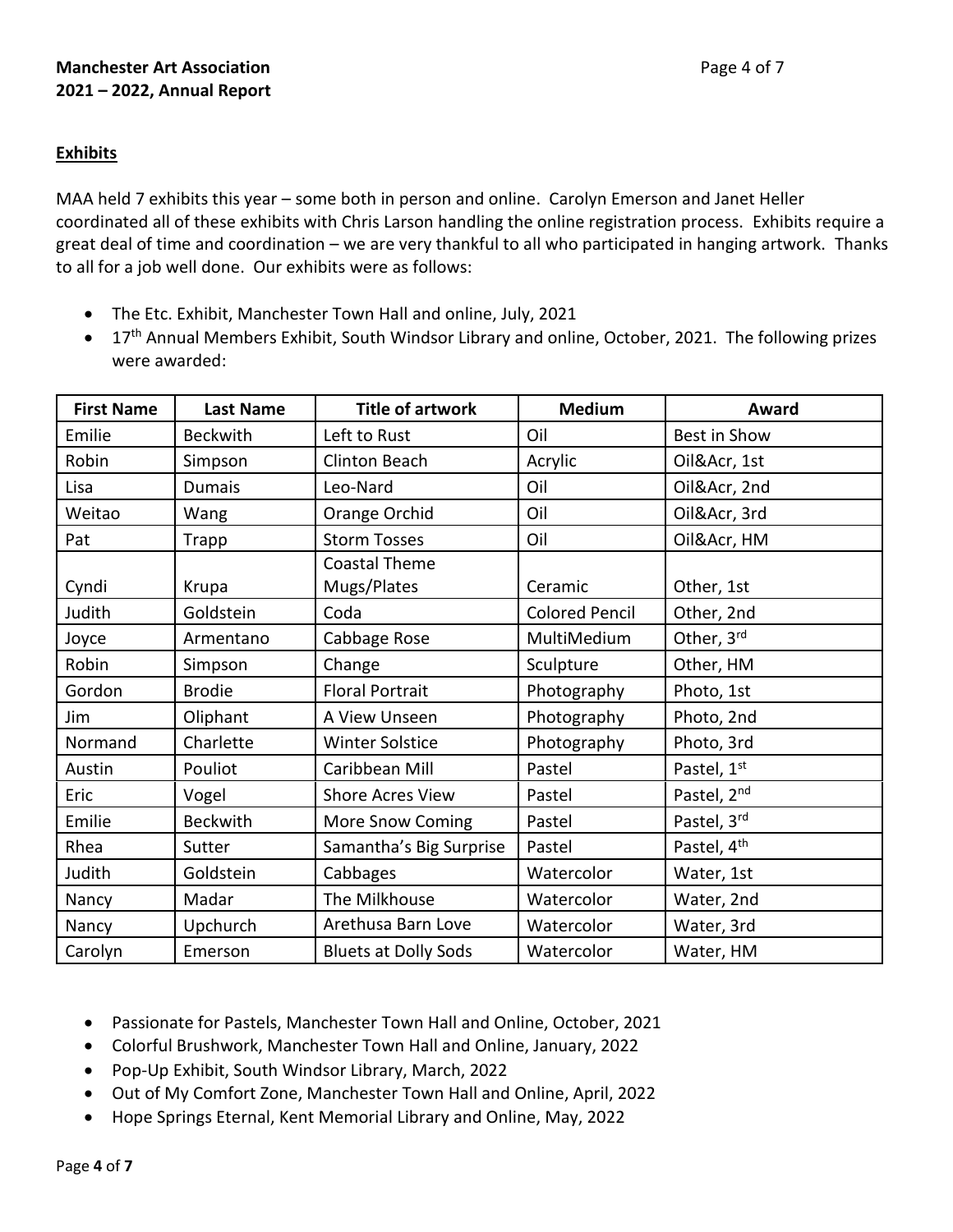## Exhibits

MAA held 7 exhibits this year – some both in person and online. Carolyn Emerson and Janet Heller coordinated all of these exhibits with Chris Larson handling the online registration process. Exhibits require a great deal of time and coordination – we are very thankful to all who participated in hanging artwork. Thanks to all for a job well done. Our exhibits were as follows:

- The Etc. Exhibit, Manchester Town Hall and online, July, 2021
- 17th Annual Members Exhibit, South Windsor Library and online, October, 2021. The following prizes were awarded:

| First Name | Last Name | Title of artwork | Medium | Award |
|---|---|---|---|---|
| Emilie | Beckwith | Left to Rust | Oil | Best in Show |
| Robin | Simpson | Clinton Beach | Acrylic | Oil&Acr, 1st |
| Lisa | Dumais | Leo-Nard | Oil | Oil&Acr, 2nd |
| Weitao | Wang | Orange Orchid | Oil | Oil&Acr, 3rd |
| Pat | Trapp | Storm Tosses | Oil | Oil&Acr, HM |
| Cyndi | Krupa | Coastal Theme Mugs/Plates | Ceramic | Other, 1st |
| Judith | Goldstein | Coda | Colored Pencil | Other, 2nd |
| Joyce | Armentano | Cabbage Rose | MultiMedium | Other, 3rd |
| Robin | Simpson | Change | Sculpture | Other, HM |
| Gordon | Brodie | Floral Portrait | Photography | Photo, 1st |
| Jim | Oliphant | A View Unseen | Photography | Photo, 2nd |
| Normand | Charlette | Winter Solstice | Photography | Photo, 3rd |
| Austin | Pouliot | Caribbean Mill | Pastel | Pastel, 1st |
| Eric | Vogel | Shore Acres View | Pastel | Pastel, 2nd |
| Emilie | Beckwith | More Snow Coming | Pastel | Pastel, 3rd |
| Rhea | Sutter | Samantha's Big Surprise | Pastel | Pastel, 4th |
| Judith | Goldstein | Cabbages | Watercolor | Water, 1st |
| Nancy | Madar | The Milkhouse | Watercolor | Water, 2nd |
| Nancy | Upchurch | Arethusa Barn Love | Watercolor | Water, 3rd |
| Carolyn | Emerson | Bluets at Dolly Sods | Watercolor | Water, HM |

- Passionate for Pastels, Manchester Town Hall and Online, October, 2021
- Colorful Brushwork, Manchester Town Hall and Online, January, 2022
- Pop-Up Exhibit, South Windsor Library, March, 2022
- Out of My Comfort Zone, Manchester Town Hall and Online, April, 2022
- Hope Springs Eternal, Kent Memorial Library and Online, May, 2022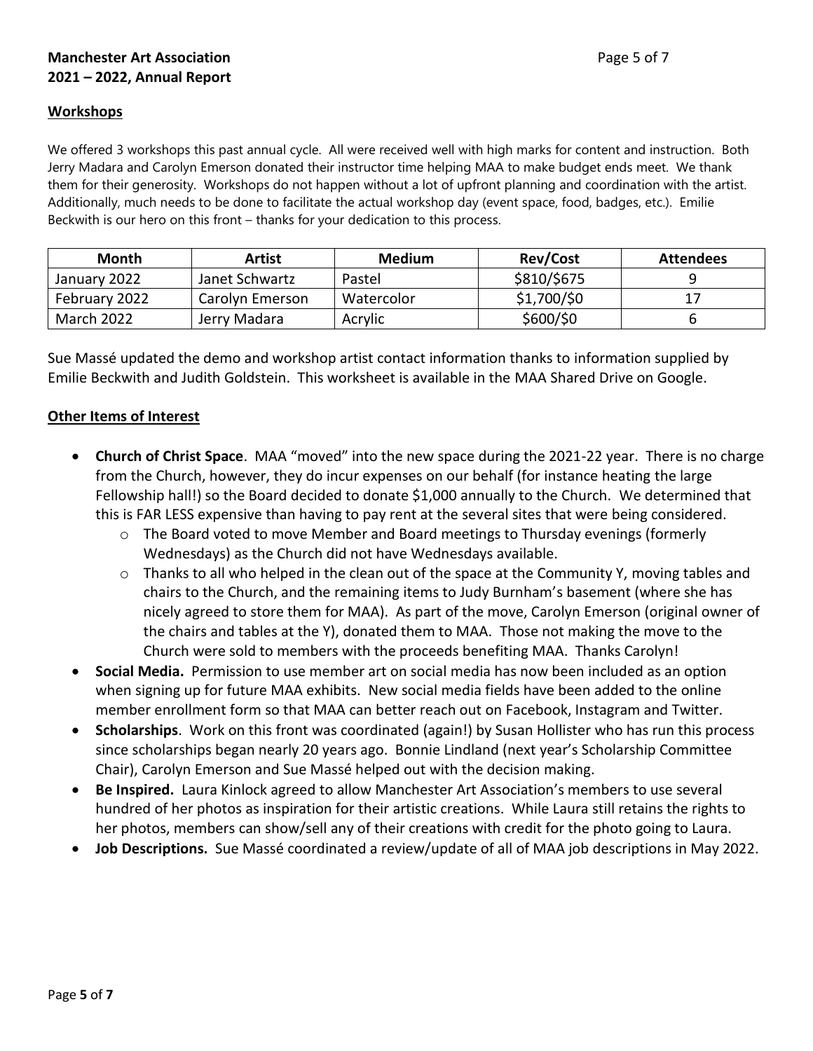## Workshops

We offered 3 workshops this past annual cycle. All were received well with high marks for content and instruction. Both Jerry Madara and Carolyn Emerson donated their instructor time helping MAA to make budget ends meet. We thank them for their generosity. Workshops do not happen without a lot of upfront planning and coordination with the artist. Additionally, much needs to be done to facilitate the actual workshop day (event space, food, badges, etc.). Emilie Beckwith is our hero on this front – thanks for your dedication to this process.

| Month | Artist | Medium | Rev/Cost | Attendees |
|---|---|---|---|---|
| January 2022 | Janet Schwartz | Pastel | $810/$675 | 9 |
| February 2022 | Carolyn Emerson | Watercolor | $1,700/$0 | 17 |
| March 2022 | Jerry Madara | Acrylic | $600/$0 | 6 |

Sue Massé updated the demo and workshop artist contact information thanks to information supplied by Emilie Beckwith and Judith Goldstein. This worksheet is available in the MAA Shared Drive on Google.

## Other Items of Interest

- **Church of Christ Space**. MAA "moved" into the new space during the 2021-22 year. There is no charge from the Church, however, they do incur expenses on our behalf (for instance heating the large Fellowship hall!) so the Board decided to donate $1,000 annually to the Church. We determined that this is FAR LESS expensive than having to pay rent at the several sites that were being considered.
  - The Board voted to move Member and Board meetings to Thursday evenings (formerly Wednesdays) as the Church did not have Wednesdays available.
  - Thanks to all who helped in the clean out of the space at the Community Y, moving tables and chairs to the Church, and the remaining items to Judy Burnham's basement (where she has nicely agreed to store them for MAA). As part of the move, Carolyn Emerson (original owner of the chairs and tables at the Y), donated them to MAA. Those not making the move to the Church were sold to members with the proceeds benefiting MAA. Thanks Carolyn!
- **Social Media.** Permission to use member art on social media has now been included as an option when signing up for future MAA exhibits. New social media fields have been added to the online member enrollment form so that MAA can better reach out on Facebook, Instagram and Twitter.
- **Scholarships**. Work on this front was coordinated (again!) by Susan Hollister who has run this process since scholarships began nearly 20 years ago. Bonnie Lindland (next year's Scholarship Committee Chair), Carolyn Emerson and Sue Massé helped out with the decision making.
- **Be Inspired.** Laura Kinlock agreed to allow Manchester Art Association's members to use several hundred of her photos as inspiration for their artistic creations. While Laura still retains the rights to her photos, members can show/sell any of their creations with credit for the photo going to Laura.
- **Job Descriptions.** Sue Massé coordinated a review/update of all of MAA job descriptions in May 2022.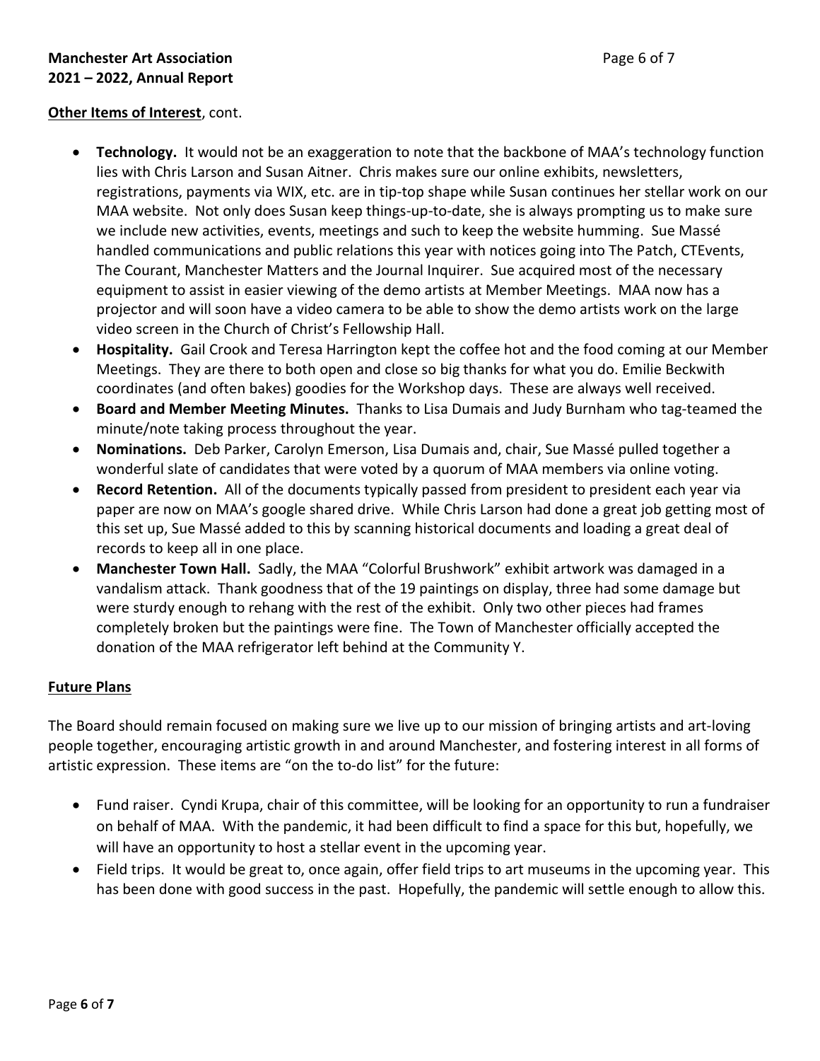**Other Items of Interest**, cont.

- **Technology.** It would not be an exaggeration to note that the backbone of MAA's technology function lies with Chris Larson and Susan Aitner. Chris makes sure our online exhibits, newsletters, registrations, payments via WIX, etc. are in tip-top shape while Susan continues her stellar work on our MAA website. Not only does Susan keep things-up-to-date, she is always prompting us to make sure we include new activities, events, meetings and such to keep the website humming. Sue Massé handled communications and public relations this year with notices going into The Patch, CTEvents, The Courant, Manchester Matters and the Journal Inquirer. Sue acquired most of the necessary equipment to assist in easier viewing of the demo artists at Member Meetings. MAA now has a projector and will soon have a video camera to be able to show the demo artists work on the large video screen in the Church of Christ's Fellowship Hall.
- **Hospitality.** Gail Crook and Teresa Harrington kept the coffee hot and the food coming at our Member Meetings. They are there to both open and close so big thanks for what you do. Emilie Beckwith coordinates (and often bakes) goodies for the Workshop days. These are always well received.
- **Board and Member Meeting Minutes.** Thanks to Lisa Dumais and Judy Burnham who tag-teamed the minute/note taking process throughout the year.
- **Nominations.** Deb Parker, Carolyn Emerson, Lisa Dumais and, chair, Sue Massé pulled together a wonderful slate of candidates that were voted by a quorum of MAA members via online voting.
- **Record Retention.** All of the documents typically passed from president to president each year via paper are now on MAA's google shared drive. While Chris Larson had done a great job getting most of this set up, Sue Massé added to this by scanning historical documents and loading a great deal of records to keep all in one place.
- **Manchester Town Hall.** Sadly, the MAA "Colorful Brushwork" exhibit artwork was damaged in a vandalism attack. Thank goodness that of the 19 paintings on display, three had some damage but were sturdy enough to rehang with the rest of the exhibit. Only two other pieces had frames completely broken but the paintings were fine. The Town of Manchester officially accepted the donation of the MAA refrigerator left behind at the Community Y.

**Future Plans**

The Board should remain focused on making sure we live up to our mission of bringing artists and art-loving people together, encouraging artistic growth in and around Manchester, and fostering interest in all forms of artistic expression. These items are "on the to-do list" for the future:

- Fund raiser. Cyndi Krupa, chair of this committee, will be looking for an opportunity to run a fundraiser on behalf of MAA. With the pandemic, it had been difficult to find a space for this but, hopefully, we will have an opportunity to host a stellar event in the upcoming year.
- Field trips. It would be great to, once again, offer field trips to art museums in the upcoming year. This has been done with good success in the past. Hopefully, the pandemic will settle enough to allow this.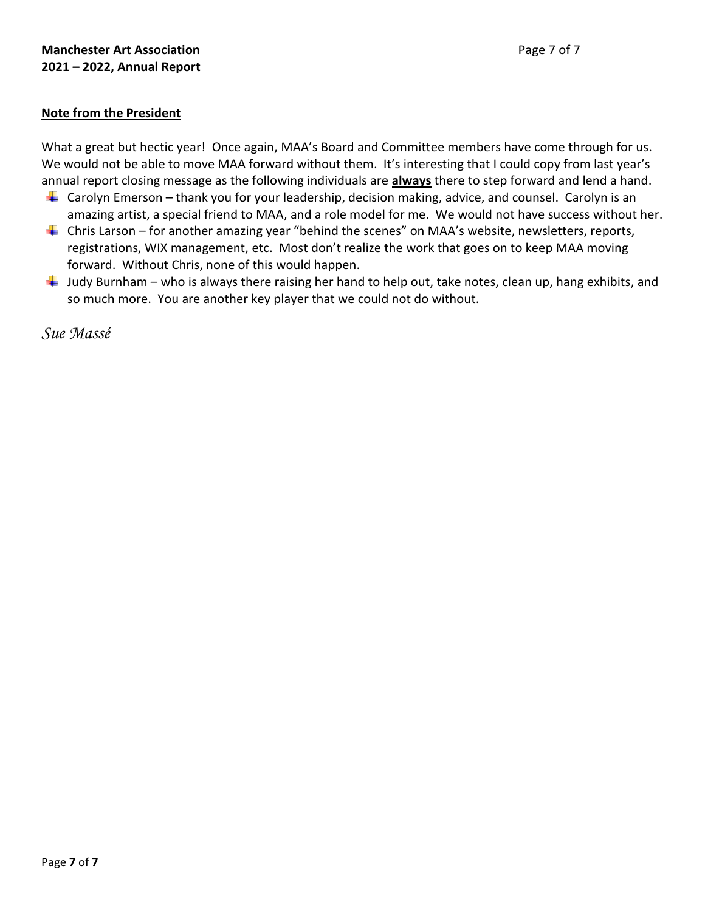**Note from the President**

What a great but hectic year! Once again, MAA's Board and Committee members have come through for us. We would not be able to move MAA forward without them. It's interesting that I could copy from last year's annual report closing message as the following individuals are **always** there to step forward and lend a hand.

- Carolyn Emerson – thank you for your leadership, decision making, advice, and counsel. Carolyn is an amazing artist, a special friend to MAA, and a role model for me. We would not have success without her.
- Chris Larson – for another amazing year "behind the scenes" on MAA's website, newsletters, reports, registrations, WIX management, etc. Most don't realize the work that goes on to keep MAA moving forward. Without Chris, none of this would happen.
- Judy Burnham – who is always there raising her hand to help out, take notes, clean up, hang exhibits, and so much more. You are another key player that we could not do without.

*Sue Massé*